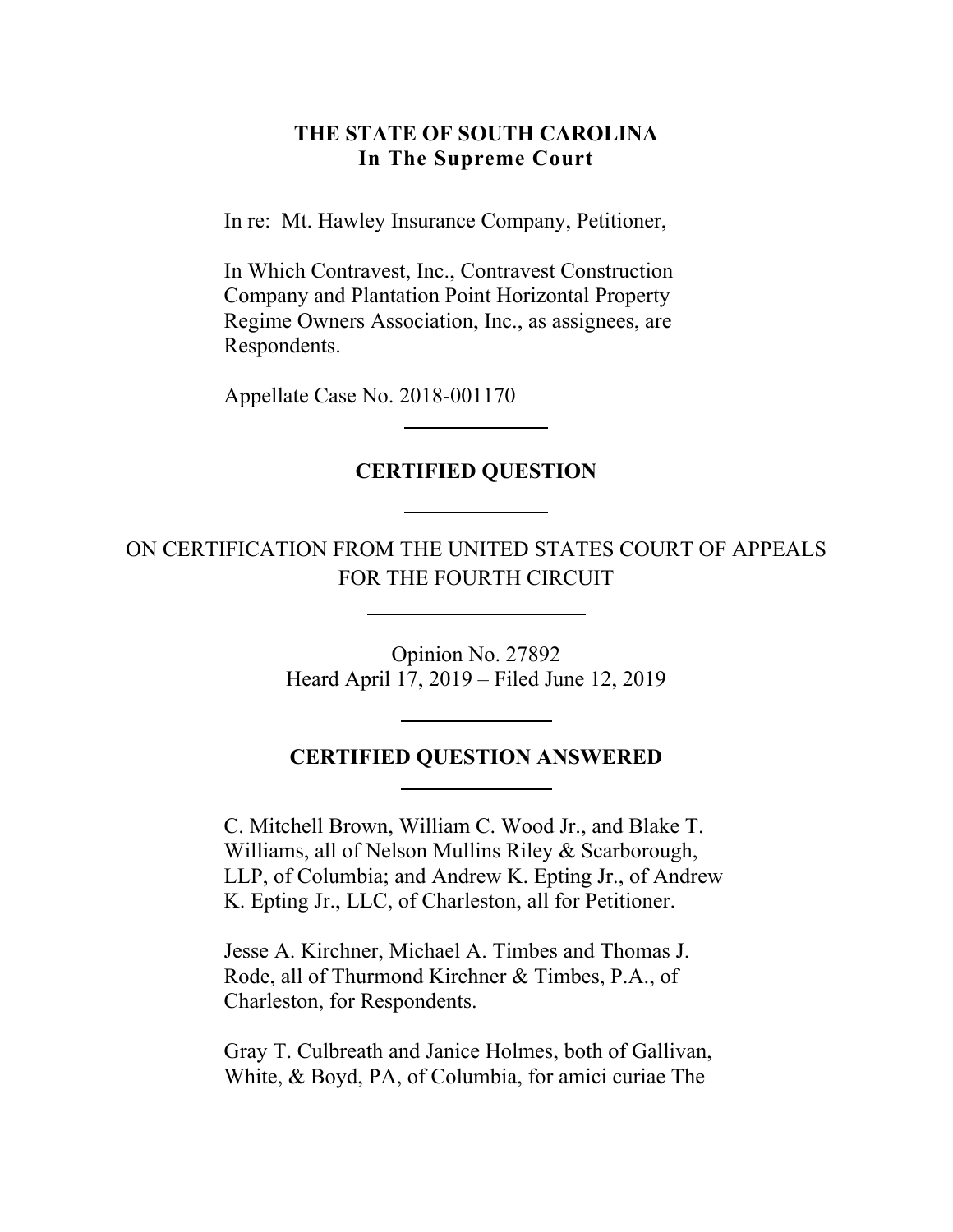**THE STATE OF SOUTH CAROLINA**
**In The Supreme Court**

In re: Mt. Hawley Insurance Company, Petitioner,

In Which Contravest, Inc., Contravest Construction Company and Plantation Point Horizontal Property Regime Owners Association, Inc., as assignees, are Respondents.

Appellate Case No. 2018-001170

---

**CERTIFIED QUESTION**

---

ON CERTIFICATION FROM THE UNITED STATES COURT OF APPEALS FOR THE FOURTH CIRCUIT

---

Opinion No. 27892
Heard April 17, 2019 – Filed June 12, 2019

---

**CERTIFIED QUESTION ANSWERED**

---

C. Mitchell Brown, William C. Wood Jr., and Blake T. Williams, all of Nelson Mullins Riley & Scarborough, LLP, of Columbia; and Andrew K. Epting Jr., of Andrew K. Epting Jr., LLC, of Charleston, all for Petitioner.

Jesse A. Kirchner, Michael A. Timbes and Thomas J. Rode, all of Thurmond Kirchner & Timbes, P.A., of Charleston, for Respondents.

Gray T. Culbreath and Janice Holmes, both of Gallivan, White, & Boyd, PA, of Columbia, for amici curiae The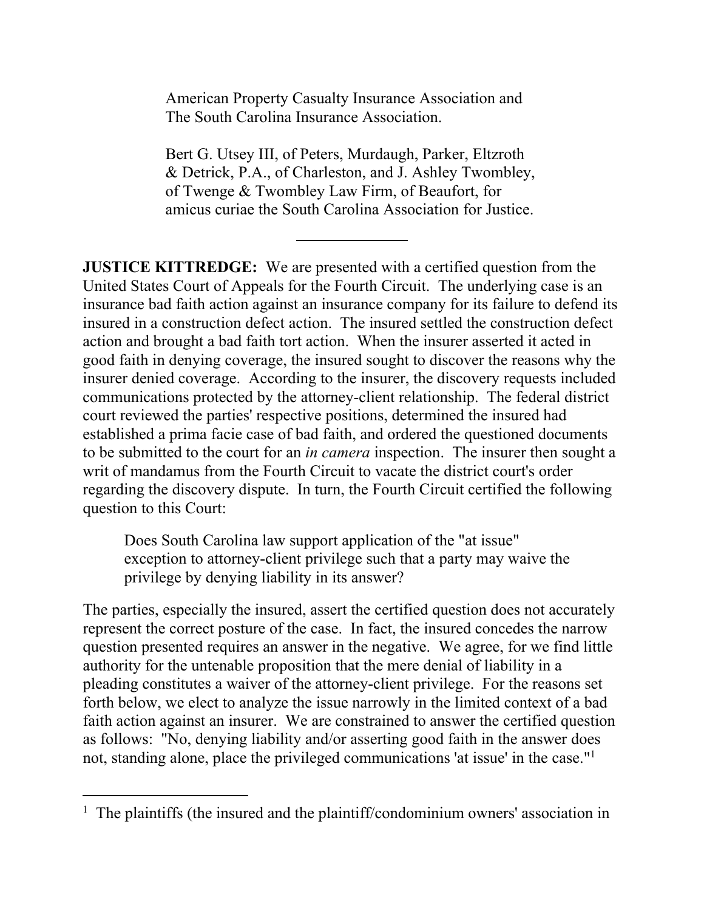American Property Casualty Insurance Association and The South Carolina Insurance Association.

Bert G. Utsey III, of Peters, Murdaugh, Parker, Eltzroth & Detrick, P.A., of Charleston, and J. Ashley Twombley, of Twenge & Twombley Law Firm, of Beaufort, for amicus curiae the South Carolina Association for Justice.

---

**JUSTICE KITTREDGE:** We are presented with a certified question from the United States Court of Appeals for the Fourth Circuit. The underlying case is an insurance bad faith action against an insurance company for its failure to defend its insured in a construction defect action. The insured settled the construction defect action and brought a bad faith tort action. When the insurer asserted it acted in good faith in denying coverage, the insured sought to discover the reasons why the insurer denied coverage. According to the insurer, the discovery requests included communications protected by the attorney-client relationship. The federal district court reviewed the parties' respective positions, determined the insured had established a prima facie case of bad faith, and ordered the questioned documents to be submitted to the court for an *in camera* inspection. The insurer then sought a writ of mandamus from the Fourth Circuit to vacate the district court's order regarding the discovery dispute. In turn, the Fourth Circuit certified the following question to this Court:

> Does South Carolina law support application of the "at issue" exception to attorney-client privilege such that a party may waive the privilege by denying liability in its answer?

The parties, especially the insured, assert the certified question does not accurately represent the correct posture of the case. In fact, the insured concedes the narrow question presented requires an answer in the negative. We agree, for we find little authority for the untenable proposition that the mere denial of liability in a pleading constitutes a waiver of the attorney-client privilege. For the reasons set forth below, we elect to analyze the issue narrowly in the limited context of a bad faith action against an insurer. We are constrained to answer the certified question as follows: "No, denying liability and/or asserting good faith in the answer does not, standing alone, place the privileged communications 'at issue' in the case."[1]

---

[1] The plaintiffs (the insured and the plaintiff/condominium owners' association in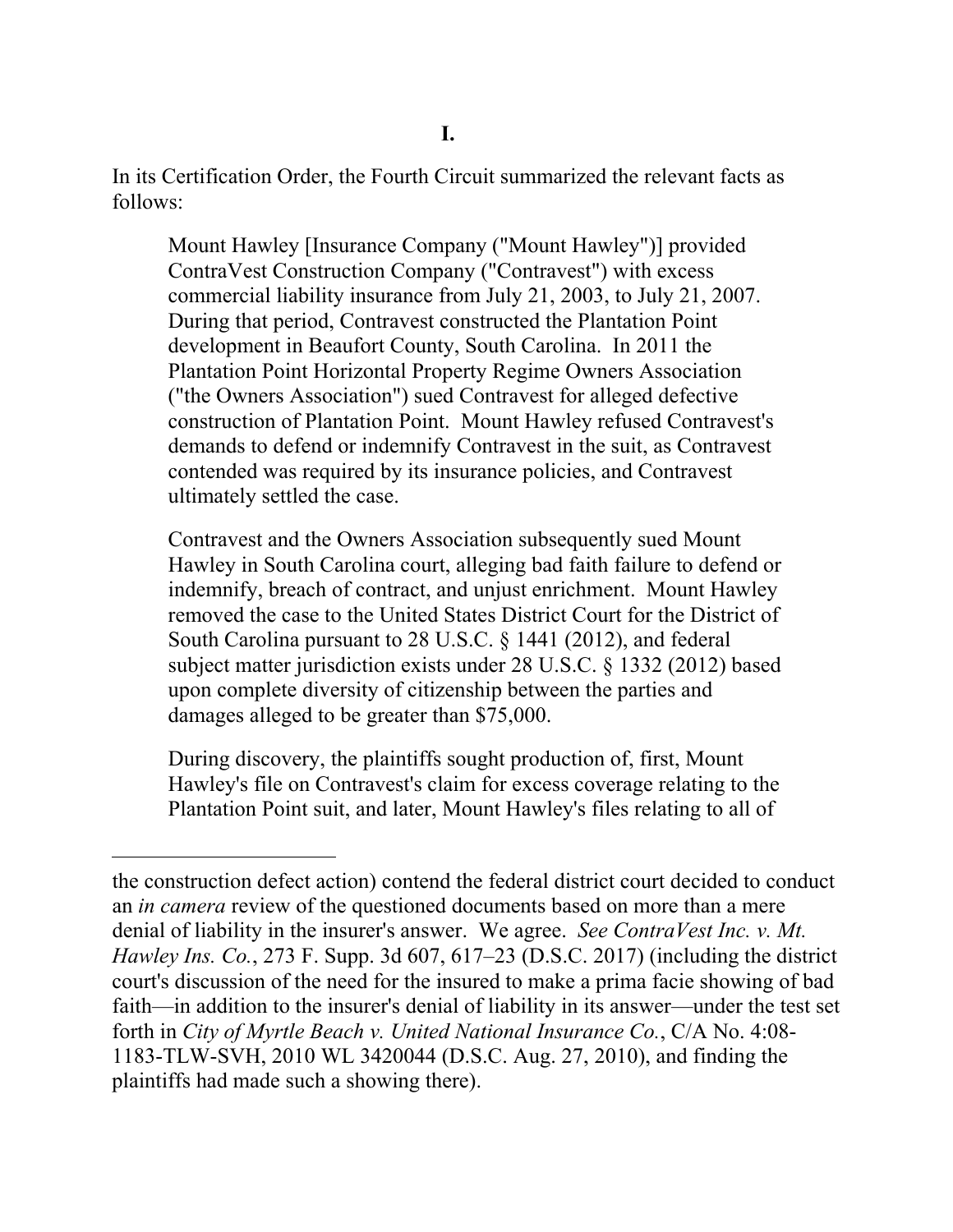# I.

In its Certification Order, the Fourth Circuit summarized the relevant facts as follows:

> Mount Hawley [Insurance Company ("Mount Hawley")] provided ContraVest Construction Company ("Contravest") with excess commercial liability insurance from July 21, 2003, to July 21, 2007. During that period, Contravest constructed the Plantation Point development in Beaufort County, South Carolina. In 2011 the Plantation Point Horizontal Property Regime Owners Association ("the Owners Association") sued Contravest for alleged defective construction of Plantation Point. Mount Hawley refused Contravest's demands to defend or indemnify Contravest in the suit, as Contravest contended was required by its insurance policies, and Contravest ultimately settled the case.
>
> Contravest and the Owners Association subsequently sued Mount Hawley in South Carolina court, alleging bad faith failure to defend or indemnify, breach of contract, and unjust enrichment. Mount Hawley removed the case to the United States District Court for the District of South Carolina pursuant to 28 U.S.C. § 1441 (2012), and federal subject matter jurisdiction exists under 28 U.S.C. § 1332 (2012) based upon complete diversity of citizenship between the parties and damages alleged to be greater than $75,000.
>
> During discovery, the plaintiffs sought production of, first, Mount Hawley's file on Contravest's claim for excess coverage relating to the Plantation Point suit, and later, Mount Hawley's files relating to all of

---

the construction defect action) contend the federal district court decided to conduct an *in camera* review of the questioned documents based on more than a mere denial of liability in the insurer's answer. We agree. *See ContraVest Inc. v. Mt. Hawley Ins. Co.*, 273 F. Supp. 3d 607, 617–23 (D.S.C. 2017) (including the district court's discussion of the need for the insured to make a prima facie showing of bad faith—in addition to the insurer's denial of liability in its answer—under the test set forth in *City of Myrtle Beach v. United National Insurance Co.*, C/A No. 4:08-1183-TLW-SVH, 2010 WL 3420044 (D.S.C. Aug. 27, 2010), and finding the plaintiffs had made such a showing there).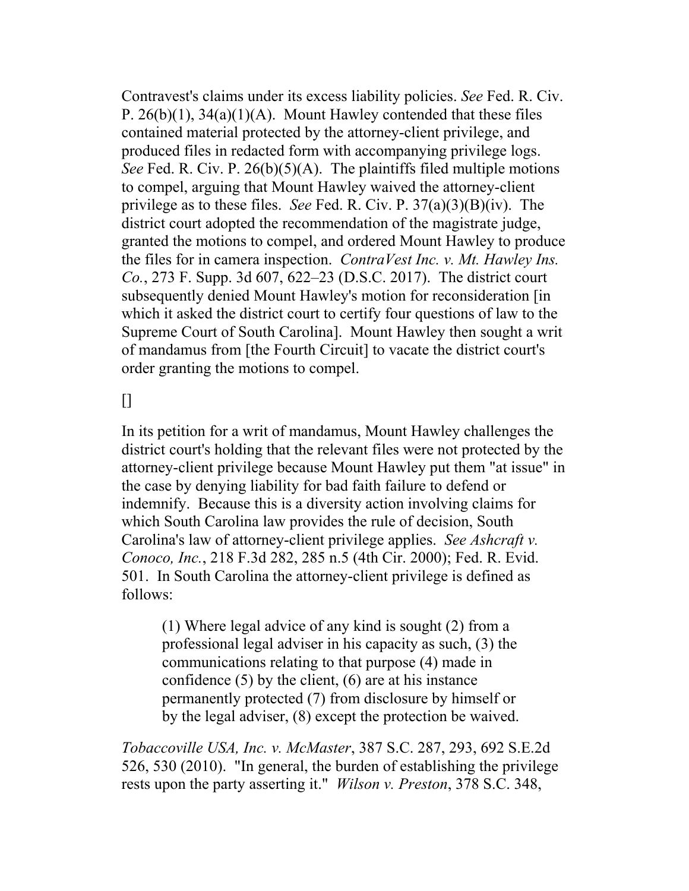Contravest's claims under its excess liability policies. *See* Fed. R. Civ. P. 26(b)(1), 34(a)(1)(A). Mount Hawley contended that these files contained material protected by the attorney-client privilege, and produced files in redacted form with accompanying privilege logs. *See* Fed. R. Civ. P. 26(b)(5)(A). The plaintiffs filed multiple motions to compel, arguing that Mount Hawley waived the attorney-client privilege as to these files. *See* Fed. R. Civ. P. 37(a)(3)(B)(iv). The district court adopted the recommendation of the magistrate judge, granted the motions to compel, and ordered Mount Hawley to produce the files for in camera inspection. *ContraVest Inc. v. Mt. Hawley Ins. Co.*, 273 F. Supp. 3d 607, 622–23 (D.S.C. 2017). The district court subsequently denied Mount Hawley's motion for reconsideration [in which it asked the district court to certify four questions of law to the Supreme Court of South Carolina]. Mount Hawley then sought a writ of mandamus from [the Fourth Circuit] to vacate the district court's order granting the motions to compel.

[]

In its petition for a writ of mandamus, Mount Hawley challenges the district court's holding that the relevant files were not protected by the attorney-client privilege because Mount Hawley put them "at issue" in the case by denying liability for bad faith failure to defend or indemnify. Because this is a diversity action involving claims for which South Carolina law provides the rule of decision, South Carolina's law of attorney-client privilege applies. *See Ashcraft v. Conoco, Inc.*, 218 F.3d 282, 285 n.5 (4th Cir. 2000); Fed. R. Evid. 501. In South Carolina the attorney-client privilege is defined as follows:

> (1) Where legal advice of any kind is sought (2) from a professional legal adviser in his capacity as such, (3) the communications relating to that purpose (4) made in confidence (5) by the client, (6) are at his instance permanently protected (7) from disclosure by himself or by the legal adviser, (8) except the protection be waived.

*Tobaccoville USA, Inc. v. McMaster*, 387 S.C. 287, 293, 692 S.E.2d 526, 530 (2010). "In general, the burden of establishing the privilege rests upon the party asserting it." *Wilson v. Preston*, 378 S.C. 348,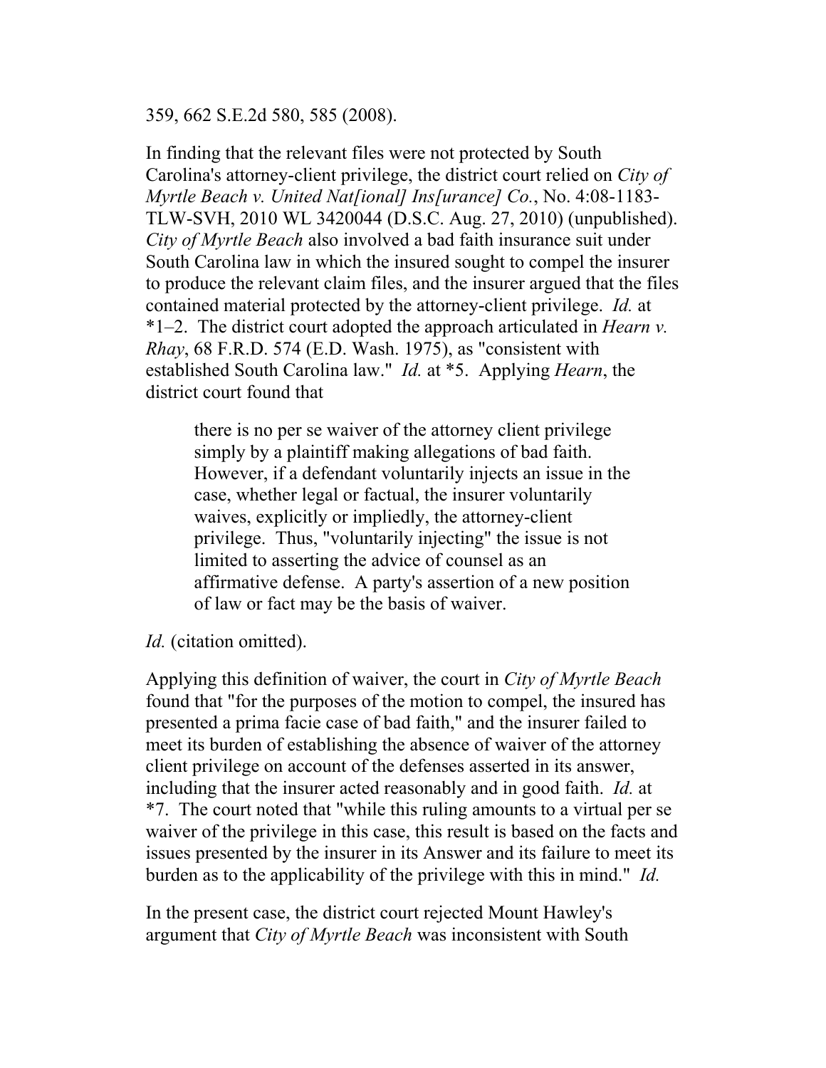359, 662 S.E.2d 580, 585 (2008).

In finding that the relevant files were not protected by South Carolina's attorney-client privilege, the district court relied on *City of Myrtle Beach v. United Nat[ional] Ins[urance] Co.*, No. 4:08-1183-TLW-SVH, 2010 WL 3420044 (D.S.C. Aug. 27, 2010) (unpublished). *City of Myrtle Beach* also involved a bad faith insurance suit under South Carolina law in which the insured sought to compel the insurer to produce the relevant claim files, and the insurer argued that the files contained material protected by the attorney-client privilege. *Id.* at *1–2. The district court adopted the approach articulated in *Hearn v. Rhay*, 68 F.R.D. 574 (E.D. Wash. 1975), as "consistent with established South Carolina law." *Id.* at *5. Applying *Hearn*, the district court found that

> there is no per se waiver of the attorney client privilege simply by a plaintiff making allegations of bad faith. However, if a defendant voluntarily injects an issue in the case, whether legal or factual, the insurer voluntarily waives, explicitly or impliedly, the attorney-client privilege. Thus, "voluntarily injecting" the issue is not limited to asserting the advice of counsel as an affirmative defense. A party's assertion of a new position of law or fact may be the basis of waiver.

*Id.* (citation omitted).

Applying this definition of waiver, the court in *City of Myrtle Beach* found that "for the purposes of the motion to compel, the insured has presented a prima facie case of bad faith," and the insurer failed to meet its burden of establishing the absence of waiver of the attorney client privilege on account of the defenses asserted in its answer, including that the insurer acted reasonably and in good faith. *Id.* at *7. The court noted that "while this ruling amounts to a virtual per se waiver of the privilege in this case, this result is based on the facts and issues presented by the insurer in its Answer and its failure to meet its burden as to the applicability of the privilege with this in mind." *Id.*

In the present case, the district court rejected Mount Hawley's argument that *City of Myrtle Beach* was inconsistent with South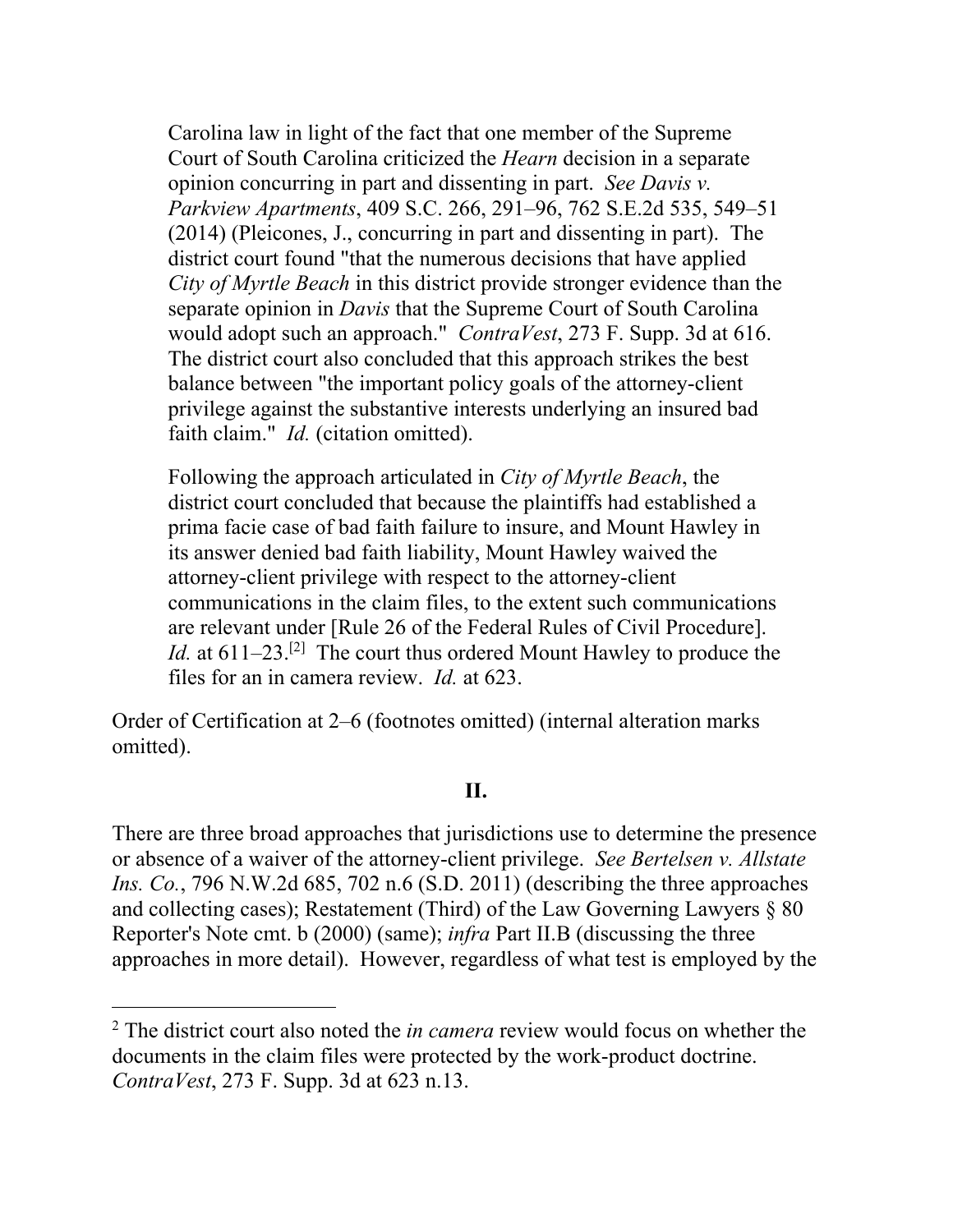> Carolina law in light of the fact that one member of the Supreme Court of South Carolina criticized the *Hearn* decision in a separate opinion concurring in part and dissenting in part. *See Davis v. Parkview Apartments*, 409 S.C. 266, 291–96, 762 S.E.2d 535, 549–51 (2014) (Pleicones, J., concurring in part and dissenting in part). The district court found "that the numerous decisions that have applied *City of Myrtle Beach* in this district provide stronger evidence than the separate opinion in *Davis* that the Supreme Court of South Carolina would adopt such an approach." *ContraVest*, 273 F. Supp. 3d at 616. The district court also concluded that this approach strikes the best balance between "the important policy goals of the attorney-client privilege against the substantive interests underlying an insured bad faith claim." *Id.* (citation omitted).
>
> Following the approach articulated in *City of Myrtle Beach*, the district court concluded that because the plaintiffs had established a prima facie case of bad faith failure to insure, and Mount Hawley in its answer denied bad faith liability, Mount Hawley waived the attorney-client privilege with respect to the attorney-client communications in the claim files, to the extent such communications are relevant under [Rule 26 of the Federal Rules of Civil Procedure]. *Id.* at 611–23.[2] The court thus ordered Mount Hawley to produce the files for an in camera review. *Id.* at 623.

Order of Certification at 2–6 (footnotes omitted) (internal alteration marks omitted).

## II.

There are three broad approaches that jurisdictions use to determine the presence or absence of a waiver of the attorney-client privilege. *See Bertelsen v. Allstate Ins. Co.*, 796 N.W.2d 685, 702 n.6 (S.D. 2011) (describing the three approaches and collecting cases); Restatement (Third) of the Law Governing Lawyers § 80 Reporter's Note cmt. b (2000) (same); *infra* Part II.B (discussing the three approaches in more detail). However, regardless of what test is employed by the

---

[2] The district court also noted the *in camera* review would focus on whether the documents in the claim files were protected by the work-product doctrine. *ContraVest*, 273 F. Supp. 3d at 623 n.13.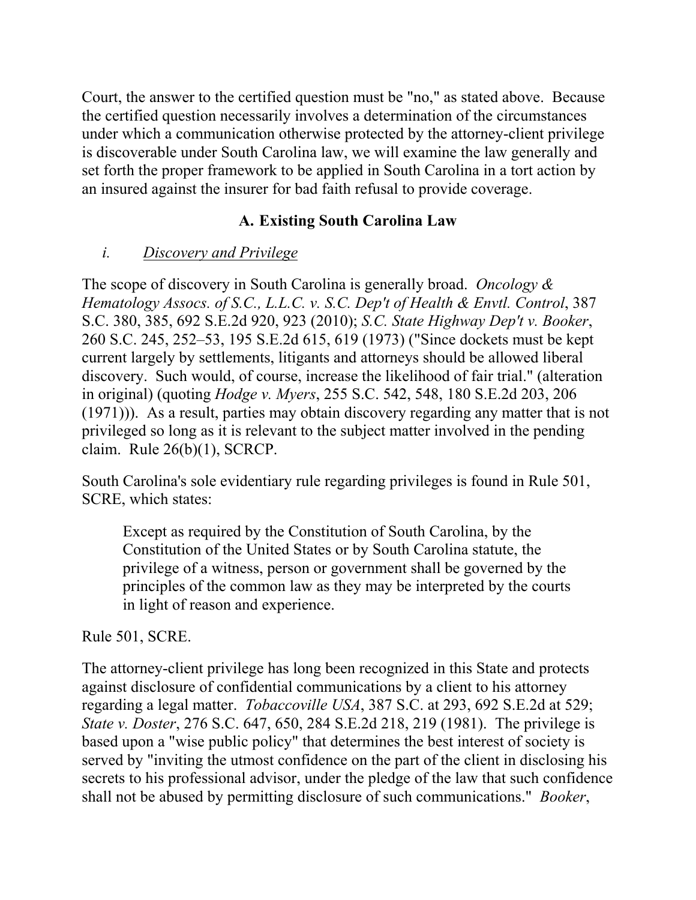Court, the answer to the certified question must be "no," as stated above. Because the certified question necessarily involves a determination of the circumstances under which a communication otherwise protected by the attorney-client privilege is discoverable under South Carolina law, we will examine the law generally and set forth the proper framework to be applied in South Carolina in a tort action by an insured against the insurer for bad faith refusal to provide coverage.

### A. Existing South Carolina Law

*i.* *Discovery and Privilege*

The scope of discovery in South Carolina is generally broad. *Oncology & Hematology Assocs. of S.C., L.L.C. v. S.C. Dep't of Health & Envtl. Control*, 387 S.C. 380, 385, 692 S.E.2d 920, 923 (2010); *S.C. State Highway Dep't v. Booker*, 260 S.C. 245, 252–53, 195 S.E.2d 615, 619 (1973) ("Since dockets must be kept current largely by settlements, litigants and attorneys should be allowed liberal discovery. Such would, of course, increase the likelihood of fair trial." (alteration in original) (quoting *Hodge v. Myers*, 255 S.C. 542, 548, 180 S.E.2d 203, 206 (1971))). As a result, parties may obtain discovery regarding any matter that is not privileged so long as it is relevant to the subject matter involved in the pending claim. Rule 26(b)(1), SCRCP.

South Carolina's sole evidentiary rule regarding privileges is found in Rule 501, SCRE, which states:

> Except as required by the Constitution of South Carolina, by the Constitution of the United States or by South Carolina statute, the privilege of a witness, person or government shall be governed by the principles of the common law as they may be interpreted by the courts in light of reason and experience.

Rule 501, SCRE.

The attorney-client privilege has long been recognized in this State and protects against disclosure of confidential communications by a client to his attorney regarding a legal matter. *Tobaccoville USA*, 387 S.C. at 293, 692 S.E.2d at 529; *State v. Doster*, 276 S.C. 647, 650, 284 S.E.2d 218, 219 (1981). The privilege is based upon a "wise public policy" that determines the best interest of society is served by "inviting the utmost confidence on the part of the client in disclosing his secrets to his professional advisor, under the pledge of the law that such confidence shall not be abused by permitting disclosure of such communications." *Booker*,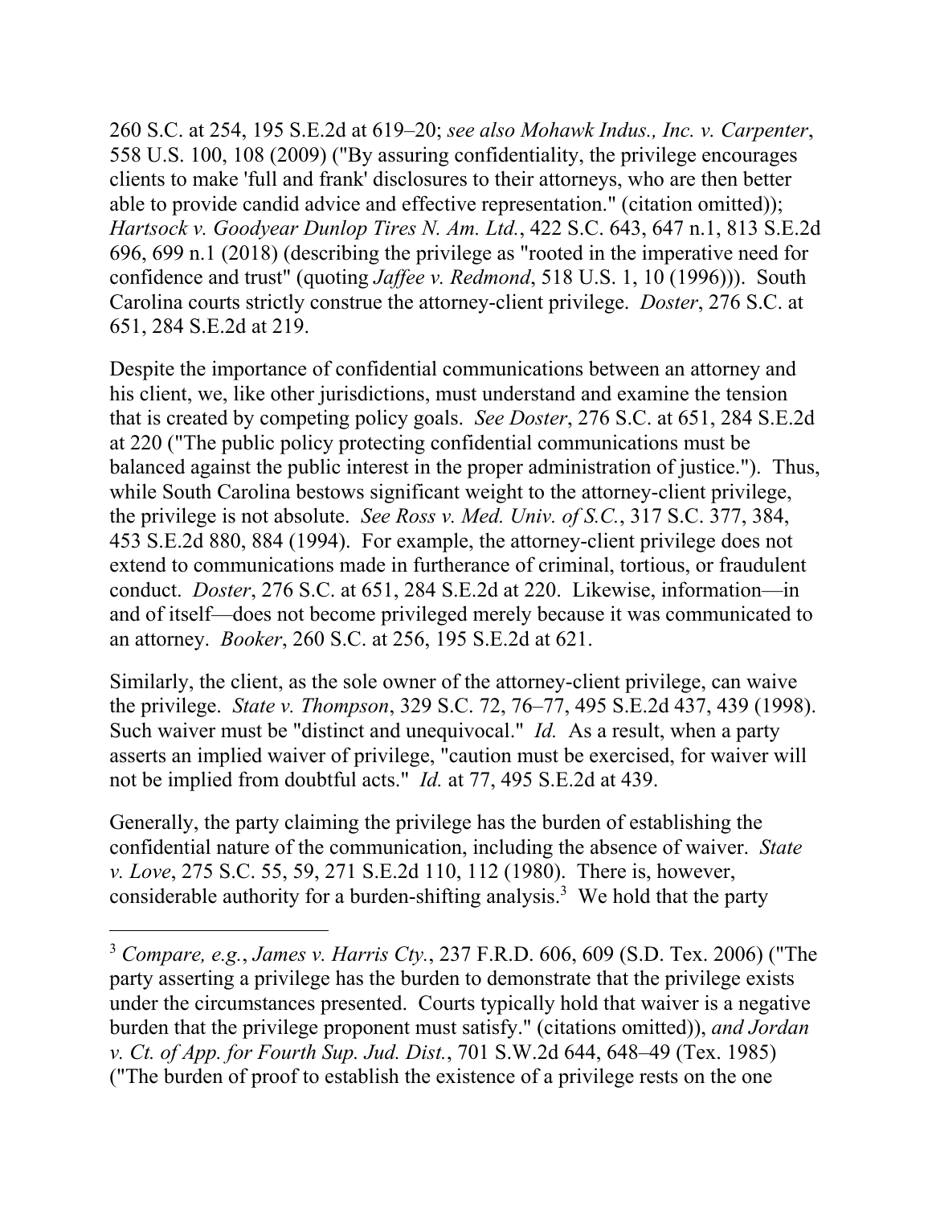260 S.C. at 254, 195 S.E.2d at 619–20; *see also Mohawk Indus., Inc. v. Carpenter*, 558 U.S. 100, 108 (2009) ("By assuring confidentiality, the privilege encourages clients to make 'full and frank' disclosures to their attorneys, who are then better able to provide candid advice and effective representation." (citation omitted)); *Hartsock v. Goodyear Dunlop Tires N. Am. Ltd.*, 422 S.C. 643, 647 n.1, 813 S.E.2d 696, 699 n.1 (2018) (describing the privilege as "rooted in the imperative need for confidence and trust" (quoting *Jaffee v. Redmond*, 518 U.S. 1, 10 (1996))). South Carolina courts strictly construe the attorney-client privilege. *Doster*, 276 S.C. at 651, 284 S.E.2d at 219.

Despite the importance of confidential communications between an attorney and his client, we, like other jurisdictions, must understand and examine the tension that is created by competing policy goals. *See Doster*, 276 S.C. at 651, 284 S.E.2d at 220 ("The public policy protecting confidential communications must be balanced against the public interest in the proper administration of justice."). Thus, while South Carolina bestows significant weight to the attorney-client privilege, the privilege is not absolute. *See Ross v. Med. Univ. of S.C.*, 317 S.C. 377, 384, 453 S.E.2d 880, 884 (1994). For example, the attorney-client privilege does not extend to communications made in furtherance of criminal, tortious, or fraudulent conduct. *Doster*, 276 S.C. at 651, 284 S.E.2d at 220. Likewise, information—in and of itself—does not become privileged merely because it was communicated to an attorney. *Booker*, 260 S.C. at 256, 195 S.E.2d at 621.

Similarly, the client, as the sole owner of the attorney-client privilege, can waive the privilege. *State v. Thompson*, 329 S.C. 72, 76–77, 495 S.E.2d 437, 439 (1998). Such waiver must be "distinct and unequivocal." *Id.* As a result, when a party asserts an implied waiver of privilege, "caution must be exercised, for waiver will not be implied from doubtful acts." *Id.* at 77, 495 S.E.2d at 439.

Generally, the party claiming the privilege has the burden of establishing the confidential nature of the communication, including the absence of waiver. *State v. Love*, 275 S.C. 55, 59, 271 S.E.2d 110, 112 (1980). There is, however, considerable authority for a burden-shifting analysis.[3] We hold that the party

---

[3] *Compare, e.g.*, *James v. Harris Cty.*, 237 F.R.D. 606, 609 (S.D. Tex. 2006) ("The party asserting a privilege has the burden to demonstrate that the privilege exists under the circumstances presented. Courts typically hold that waiver is a negative burden that the privilege proponent must satisfy." (citations omitted)), *and Jordan v. Ct. of App. for Fourth Sup. Jud. Dist.*, 701 S.W.2d 644, 648–49 (Tex. 1985) ("The burden of proof to establish the existence of a privilege rests on the one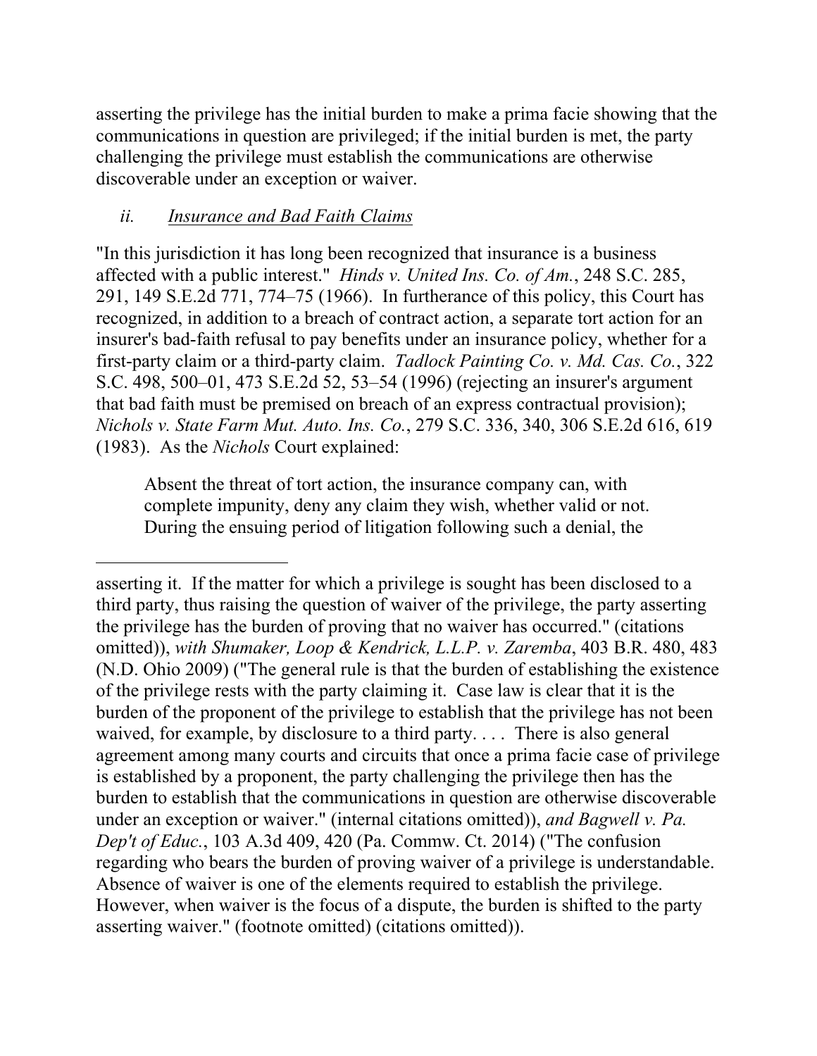asserting the privilege has the initial burden to make a prima facie showing that the communications in question are privileged; if the initial burden is met, the party challenging the privilege must establish the communications are otherwise discoverable under an exception or waiver.

### *ii.* *Insurance and Bad Faith Claims*

"In this jurisdiction it has long been recognized that insurance is a business affected with a public interest." *Hinds v. United Ins. Co. of Am.*, 248 S.C. 285, 291, 149 S.E.2d 771, 774–75 (1966). In furtherance of this policy, this Court has recognized, in addition to a breach of contract action, a separate tort action for an insurer's bad-faith refusal to pay benefits under an insurance policy, whether for a first-party claim or a third-party claim. *Tadlock Painting Co. v. Md. Cas. Co.*, 322 S.C. 498, 500–01, 473 S.E.2d 52, 53–54 (1996) (rejecting an insurer's argument that bad faith must be premised on breach of an express contractual provision); *Nichols v. State Farm Mut. Auto. Ins. Co.*, 279 S.C. 336, 340, 306 S.E.2d 616, 619 (1983). As the *Nichols* Court explained:

> Absent the threat of tort action, the insurance company can, with complete impunity, deny any claim they wish, whether valid or not. During the ensuing period of litigation following such a denial, the

---

asserting it. If the matter for which a privilege is sought has been disclosed to a third party, thus raising the question of waiver of the privilege, the party asserting the privilege has the burden of proving that no waiver has occurred." (citations omitted)), *with Shumaker, Loop & Kendrick, L.L.P. v. Zaremba*, 403 B.R. 480, 483 (N.D. Ohio 2009) ("The general rule is that the burden of establishing the existence of the privilege rests with the party claiming it. Case law is clear that it is the burden of the proponent of the privilege to establish that the privilege has not been waived, for example, by disclosure to a third party. . . . There is also general agreement among many courts and circuits that once a prima facie case of privilege is established by a proponent, the party challenging the privilege then has the burden to establish that the communications in question are otherwise discoverable under an exception or waiver." (internal citations omitted)), *and Bagwell v. Pa. Dep't of Educ.*, 103 A.3d 409, 420 (Pa. Commw. Ct. 2014) ("The confusion regarding who bears the burden of proving waiver of a privilege is understandable. Absence of waiver is one of the elements required to establish the privilege. However, when waiver is the focus of a dispute, the burden is shifted to the party asserting waiver." (footnote omitted) (citations omitted)).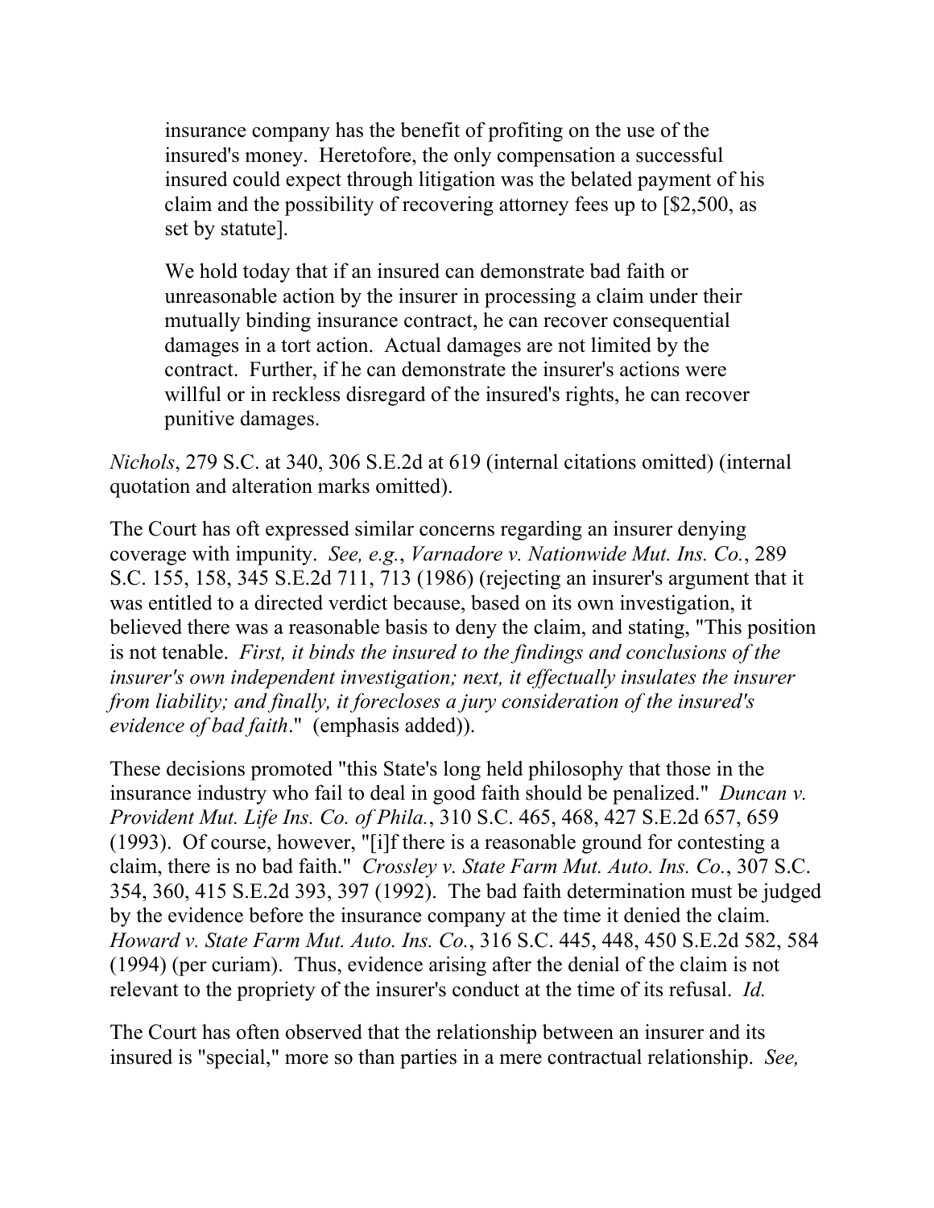> insurance company has the benefit of profiting on the use of the insured's money. Heretofore, the only compensation a successful insured could expect through litigation was the belated payment of his claim and the possibility of recovering attorney fees up to [$2,500, as set by statute].
>
> We hold today that if an insured can demonstrate bad faith or unreasonable action by the insurer in processing a claim under their mutually binding insurance contract, he can recover consequential damages in a tort action. Actual damages are not limited by the contract. Further, if he can demonstrate the insurer's actions were willful or in reckless disregard of the insured's rights, he can recover punitive damages.

*Nichols*, 279 S.C. at 340, 306 S.E.2d at 619 (internal citations omitted) (internal quotation and alteration marks omitted).

The Court has oft expressed similar concerns regarding an insurer denying coverage with impunity. *See, e.g.*, *Varnadore v. Nationwide Mut. Ins. Co.*, 289 S.C. 155, 158, 345 S.E.2d 711, 713 (1986) (rejecting an insurer's argument that it was entitled to a directed verdict because, based on its own investigation, it believed there was a reasonable basis to deny the claim, and stating, "This position is not tenable. *First, it binds the insured to the findings and conclusions of the insurer's own independent investigation; next, it effectually insulates the insurer from liability; and finally, it forecloses a jury consideration of the insured's evidence of bad faith*." (emphasis added)).

These decisions promoted "this State's long held philosophy that those in the insurance industry who fail to deal in good faith should be penalized." *Duncan v. Provident Mut. Life Ins. Co. of Phila.*, 310 S.C. 465, 468, 427 S.E.2d 657, 659 (1993). Of course, however, "[i]f there is a reasonable ground for contesting a claim, there is no bad faith." *Crossley v. State Farm Mut. Auto. Ins. Co.*, 307 S.C. 354, 360, 415 S.E.2d 393, 397 (1992). The bad faith determination must be judged by the evidence before the insurance company at the time it denied the claim. *Howard v. State Farm Mut. Auto. Ins. Co.*, 316 S.C. 445, 448, 450 S.E.2d 582, 584 (1994) (per curiam). Thus, evidence arising after the denial of the claim is not relevant to the propriety of the insurer's conduct at the time of its refusal. *Id.*

The Court has often observed that the relationship between an insurer and its insured is "special," more so than parties in a mere contractual relationship. *See,*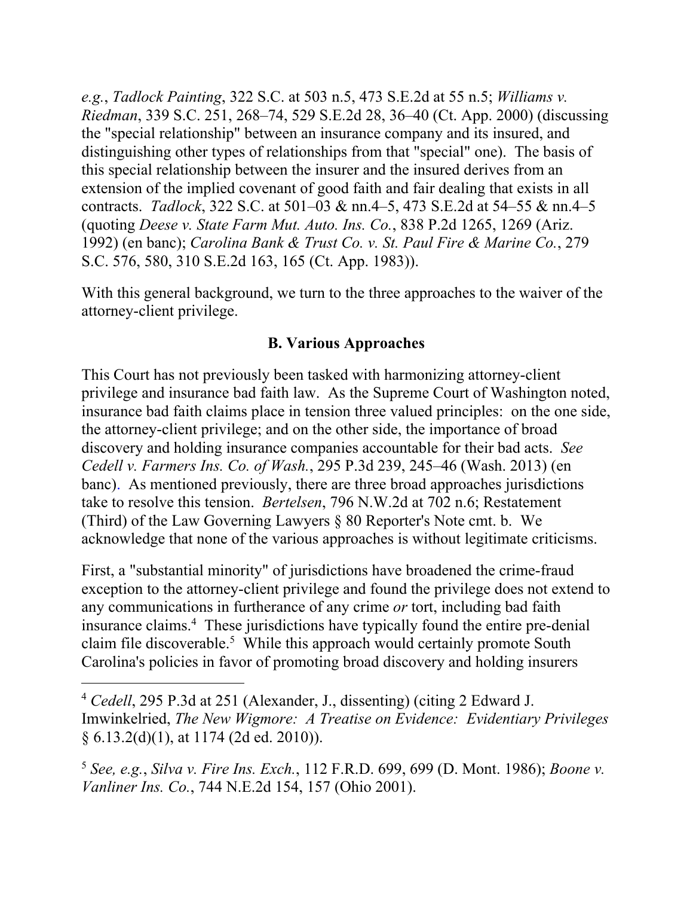*e.g.*, *Tadlock Painting*, 322 S.C. at 503 n.5, 473 S.E.2d at 55 n.5; *Williams v. Riedman*, 339 S.C. 251, 268–74, 529 S.E.2d 28, 36–40 (Ct. App. 2000) (discussing the "special relationship" between an insurance company and its insured, and distinguishing other types of relationships from that "special" one). The basis of this special relationship between the insurer and the insured derives from an extension of the implied covenant of good faith and fair dealing that exists in all contracts. *Tadlock*, 322 S.C. at 501–03 & nn.4–5, 473 S.E.2d at 54–55 & nn.4–5 (quoting *Deese v. State Farm Mut. Auto. Ins. Co.*, 838 P.2d 1265, 1269 (Ariz. 1992) (en banc); *Carolina Bank & Trust Co. v. St. Paul Fire & Marine Co.*, 279 S.C. 576, 580, 310 S.E.2d 163, 165 (Ct. App. 1983)).

With this general background, we turn to the three approaches to the waiver of the attorney-client privilege.

### B. Various Approaches

This Court has not previously been tasked with harmonizing attorney-client privilege and insurance bad faith law. As the Supreme Court of Washington noted, insurance bad faith claims place in tension three valued principles: on the one side, the attorney-client privilege; and on the other side, the importance of broad discovery and holding insurance companies accountable for their bad acts. *See Cedell v. Farmers Ins. Co. of Wash.*, 295 P.3d 239, 245–46 (Wash. 2013) (en banc). As mentioned previously, there are three broad approaches jurisdictions take to resolve this tension. *Bertelsen*, 796 N.W.2d at 702 n.6; Restatement (Third) of the Law Governing Lawyers § 80 Reporter's Note cmt. b. We acknowledge that none of the various approaches is without legitimate criticisms.

First, a "substantial minority" of jurisdictions have broadened the crime-fraud exception to the attorney-client privilege and found the privilege does not extend to any communications in furtherance of any crime *or* tort, including bad faith insurance claims.[4] These jurisdictions have typically found the entire pre-denial claim file discoverable.[5] While this approach would certainly promote South Carolina's policies in favor of promoting broad discovery and holding insurers

---

[4] *Cedell*, 295 P.3d at 251 (Alexander, J., dissenting) (citing 2 Edward J. Imwinkelried, *The New Wigmore: A Treatise on Evidence: Evidentiary Privileges* § 6.13.2(d)(1), at 1174 (2d ed. 2010)).

[5] *See, e.g.*, *Silva v. Fire Ins. Exch.*, 112 F.R.D. 699, 699 (D. Mont. 1986); *Boone v. Vanliner Ins. Co.*, 744 N.E.2d 154, 157 (Ohio 2001).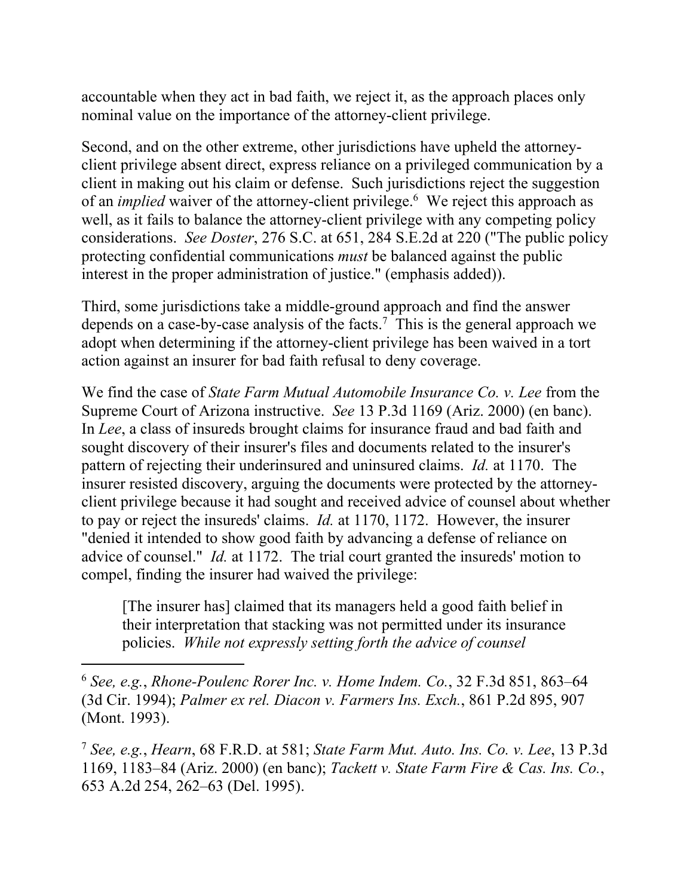accountable when they act in bad faith, we reject it, as the approach places only nominal value on the importance of the attorney-client privilege.

Second, and on the other extreme, other jurisdictions have upheld the attorney-client privilege absent direct, express reliance on a privileged communication by a client in making out his claim or defense. Such jurisdictions reject the suggestion of an *implied* waiver of the attorney-client privilege.[6] We reject this approach as well, as it fails to balance the attorney-client privilege with any competing policy considerations. *See Doster*, 276 S.C. at 651, 284 S.E.2d at 220 ("The public policy protecting confidential communications *must* be balanced against the public interest in the proper administration of justice." (emphasis added)).

Third, some jurisdictions take a middle-ground approach and find the answer depends on a case-by-case analysis of the facts.[7] This is the general approach we adopt when determining if the attorney-client privilege has been waived in a tort action against an insurer for bad faith refusal to deny coverage.

We find the case of *State Farm Mutual Automobile Insurance Co. v. Lee* from the Supreme Court of Arizona instructive. *See* 13 P.3d 1169 (Ariz. 2000) (en banc). In *Lee*, a class of insureds brought claims for insurance fraud and bad faith and sought discovery of their insurer's files and documents related to the insurer's pattern of rejecting their underinsured and uninsured claims. *Id.* at 1170. The insurer resisted discovery, arguing the documents were protected by the attorney-client privilege because it had sought and received advice of counsel about whether to pay or reject the insureds' claims. *Id.* at 1170, 1172. However, the insurer "denied it intended to show good faith by advancing a defense of reliance on advice of counsel." *Id.* at 1172. The trial court granted the insureds' motion to compel, finding the insurer had waived the privilege:

> [The insurer has] claimed that its managers held a good faith belief in their interpretation that stacking was not permitted under its insurance policies. *While not expressly setting forth the advice of counsel*

---

[6] *See, e.g.*, *Rhone-Poulenc Rorer Inc. v. Home Indem. Co.*, 32 F.3d 851, 863–64 (3d Cir. 1994); *Palmer ex rel. Diacon v. Farmers Ins. Exch.*, 861 P.2d 895, 907 (Mont. 1993).

[7] *See, e.g.*, *Hearn*, 68 F.R.D. at 581; *State Farm Mut. Auto. Ins. Co. v. Lee*, 13 P.3d 1169, 1183–84 (Ariz. 2000) (en banc); *Tackett v. State Farm Fire & Cas. Ins. Co.*, 653 A.2d 254, 262–63 (Del. 1995).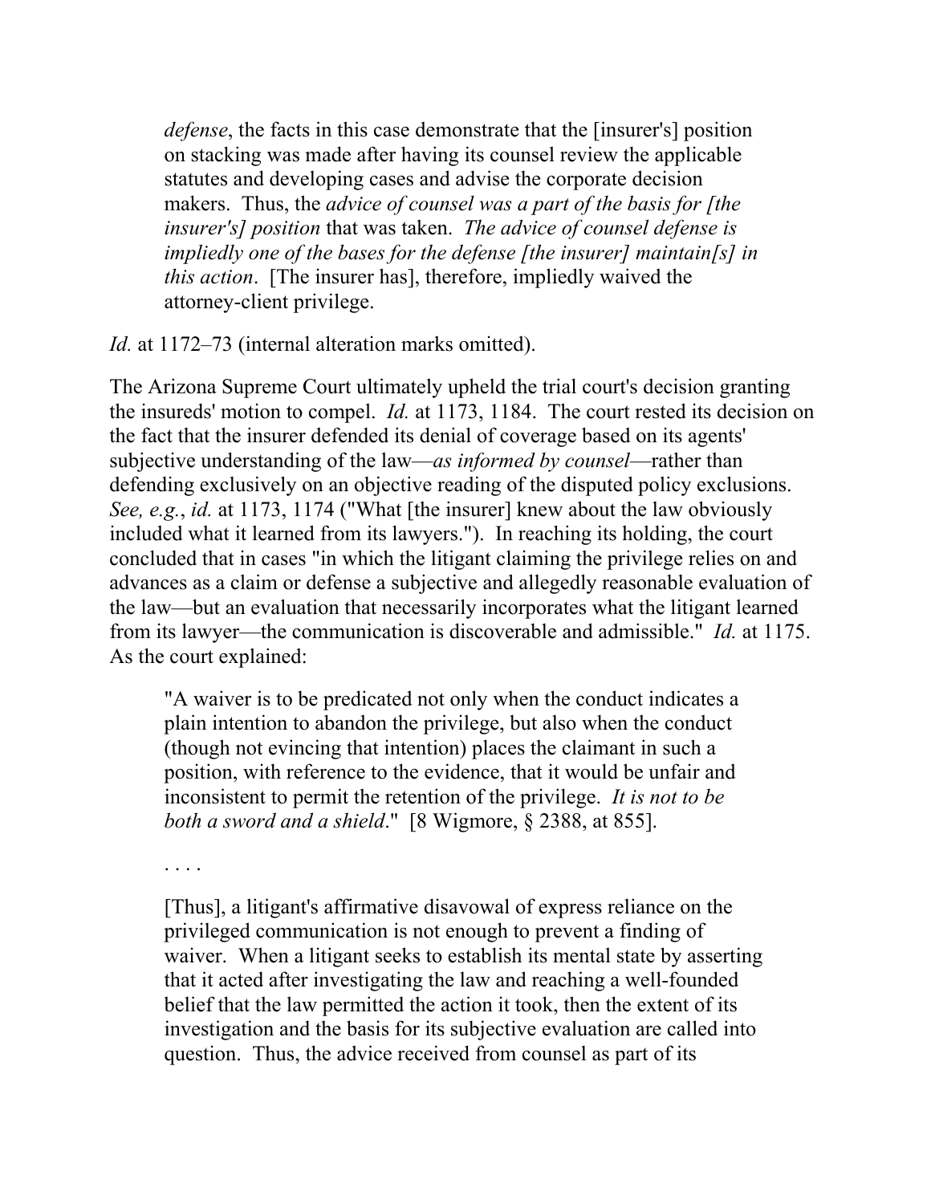> *defense*, the facts in this case demonstrate that the [insurer's] position on stacking was made after having its counsel review the applicable statutes and developing cases and advise the corporate decision makers. Thus, the *advice of counsel was a part of the basis for [the insurer's] position* that was taken. *The advice of counsel defense is impliedly one of the bases for the defense [the insurer] maintain[s] in this action*. [The insurer has], therefore, impliedly waived the attorney-client privilege.

*Id.* at 1172–73 (internal alteration marks omitted).

The Arizona Supreme Court ultimately upheld the trial court's decision granting the insureds' motion to compel. *Id.* at 1173, 1184. The court rested its decision on the fact that the insurer defended its denial of coverage based on its agents' subjective understanding of the law—*as informed by counsel*—rather than defending exclusively on an objective reading of the disputed policy exclusions. *See, e.g.*, *id.* at 1173, 1174 ("What [the insurer] knew about the law obviously included what it learned from its lawyers."). In reaching its holding, the court concluded that in cases "in which the litigant claiming the privilege relies on and advances as a claim or defense a subjective and allegedly reasonable evaluation of the law—but an evaluation that necessarily incorporates what the litigant learned from its lawyer—the communication is discoverable and admissible." *Id.* at 1175. As the court explained:

> "A waiver is to be predicated not only when the conduct indicates a plain intention to abandon the privilege, but also when the conduct (though not evincing that intention) places the claimant in such a position, with reference to the evidence, that it would be unfair and inconsistent to permit the retention of the privilege. *It is not to be both a sword and a shield*." [8 Wigmore, § 2388, at 855].
>
> . . . .
>
> [Thus], a litigant's affirmative disavowal of express reliance on the privileged communication is not enough to prevent a finding of waiver. When a litigant seeks to establish its mental state by asserting that it acted after investigating the law and reaching a well-founded belief that the law permitted the action it took, then the extent of its investigation and the basis for its subjective evaluation are called into question. Thus, the advice received from counsel as part of its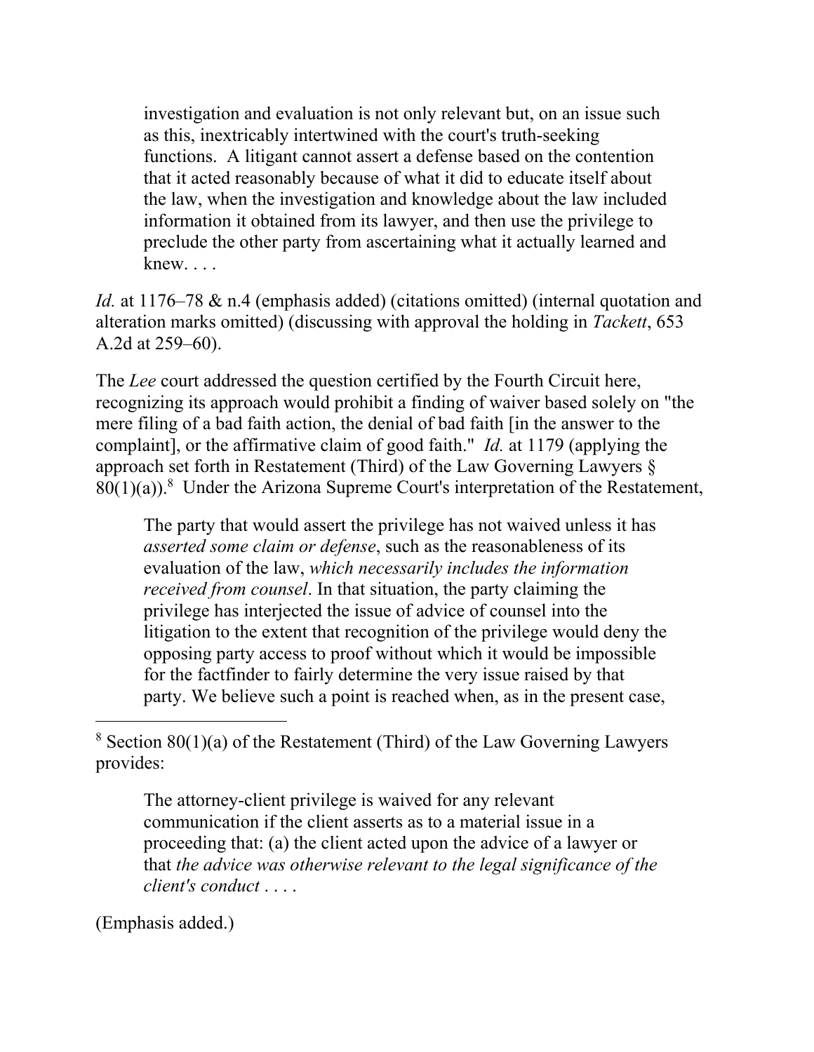> investigation and evaluation is not only relevant but, on an issue such as this, inextricably intertwined with the court's truth-seeking functions. A litigant cannot assert a defense based on the contention that it acted reasonably because of what it did to educate itself about the law, when the investigation and knowledge about the law included information it obtained from its lawyer, and then use the privilege to preclude the other party from ascertaining what it actually learned and knew. . . .

*Id.* at 1176–78 & n.4 (emphasis added) (citations omitted) (internal quotation and alteration marks omitted) (discussing with approval the holding in *Tackett*, 653 A.2d at 259–60).

The *Lee* court addressed the question certified by the Fourth Circuit here, recognizing its approach would prohibit a finding of waiver based solely on "the mere filing of a bad faith action, the denial of bad faith [in the answer to the complaint], or the affirmative claim of good faith." *Id.* at 1179 (applying the approach set forth in Restatement (Third) of the Law Governing Lawyers § 80(1)(a)).[8] Under the Arizona Supreme Court's interpretation of the Restatement,

> The party that would assert the privilege has not waived unless it has *asserted some claim or defense*, such as the reasonableness of its evaluation of the law, *which necessarily includes the information received from counsel*. In that situation, the party claiming the privilege has interjected the issue of advice of counsel into the litigation to the extent that recognition of the privilege would deny the opposing party access to proof without which it would be impossible for the factfinder to fairly determine the very issue raised by that party. We believe such a point is reached when, as in the present case,

---

[8] Section 80(1)(a) of the Restatement (Third) of the Law Governing Lawyers provides:

> The attorney-client privilege is waived for any relevant communication if the client asserts as to a material issue in a proceeding that: (a) the client acted upon the advice of a lawyer or that *the advice was otherwise relevant to the legal significance of the client's conduct* . . . .

(Emphasis added.)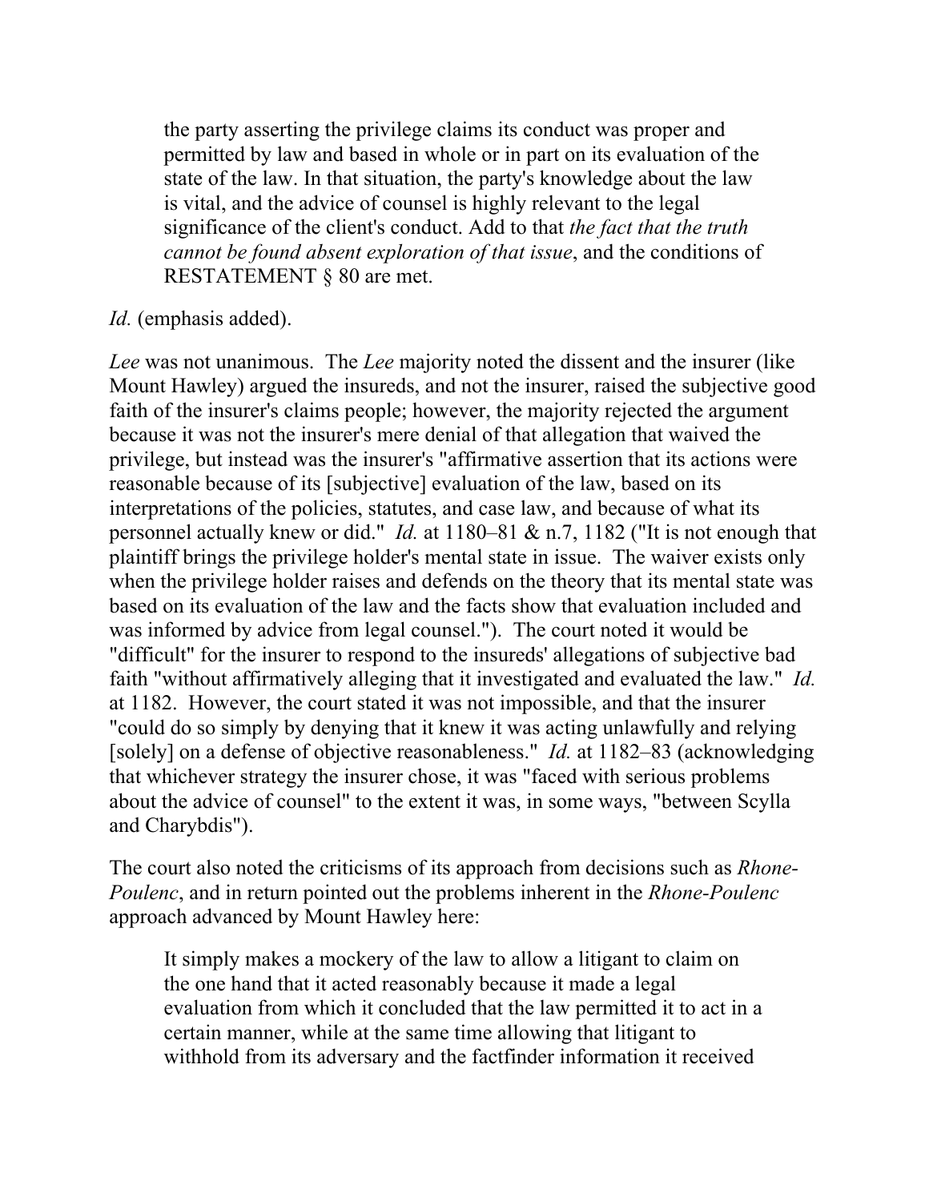> the party asserting the privilege claims its conduct was proper and permitted by law and based in whole or in part on its evaluation of the state of the law. In that situation, the party's knowledge about the law is vital, and the advice of counsel is highly relevant to the legal significance of the client's conduct. Add to that *the fact that the truth cannot be found absent exploration of that issue*, and the conditions of RESTATEMENT § 80 are met.

*Id.* (emphasis added).

*Lee* was not unanimous. The *Lee* majority noted the dissent and the insurer (like Mount Hawley) argued the insureds, and not the insurer, raised the subjective good faith of the insurer's claims people; however, the majority rejected the argument because it was not the insurer's mere denial of that allegation that waived the privilege, but instead was the insurer's "affirmative assertion that its actions were reasonable because of its [subjective] evaluation of the law, based on its interpretations of the policies, statutes, and case law, and because of what its personnel actually knew or did." *Id.* at 1180–81 & n.7, 1182 ("It is not enough that plaintiff brings the privilege holder's mental state in issue. The waiver exists only when the privilege holder raises and defends on the theory that its mental state was based on its evaluation of the law and the facts show that evaluation included and was informed by advice from legal counsel."). The court noted it would be "difficult" for the insurer to respond to the insureds' allegations of subjective bad faith "without affirmatively alleging that it investigated and evaluated the law." *Id.* at 1182. However, the court stated it was not impossible, and that the insurer "could do so simply by denying that it knew it was acting unlawfully and relying [solely] on a defense of objective reasonableness." *Id.* at 1182–83 (acknowledging that whichever strategy the insurer chose, it was "faced with serious problems about the advice of counsel" to the extent it was, in some ways, "between Scylla and Charybdis").

The court also noted the criticisms of its approach from decisions such as *Rhone-Poulenc*, and in return pointed out the problems inherent in the *Rhone-Poulenc* approach advanced by Mount Hawley here:

> It simply makes a mockery of the law to allow a litigant to claim on the one hand that it acted reasonably because it made a legal evaluation from which it concluded that the law permitted it to act in a certain manner, while at the same time allowing that litigant to withhold from its adversary and the factfinder information it received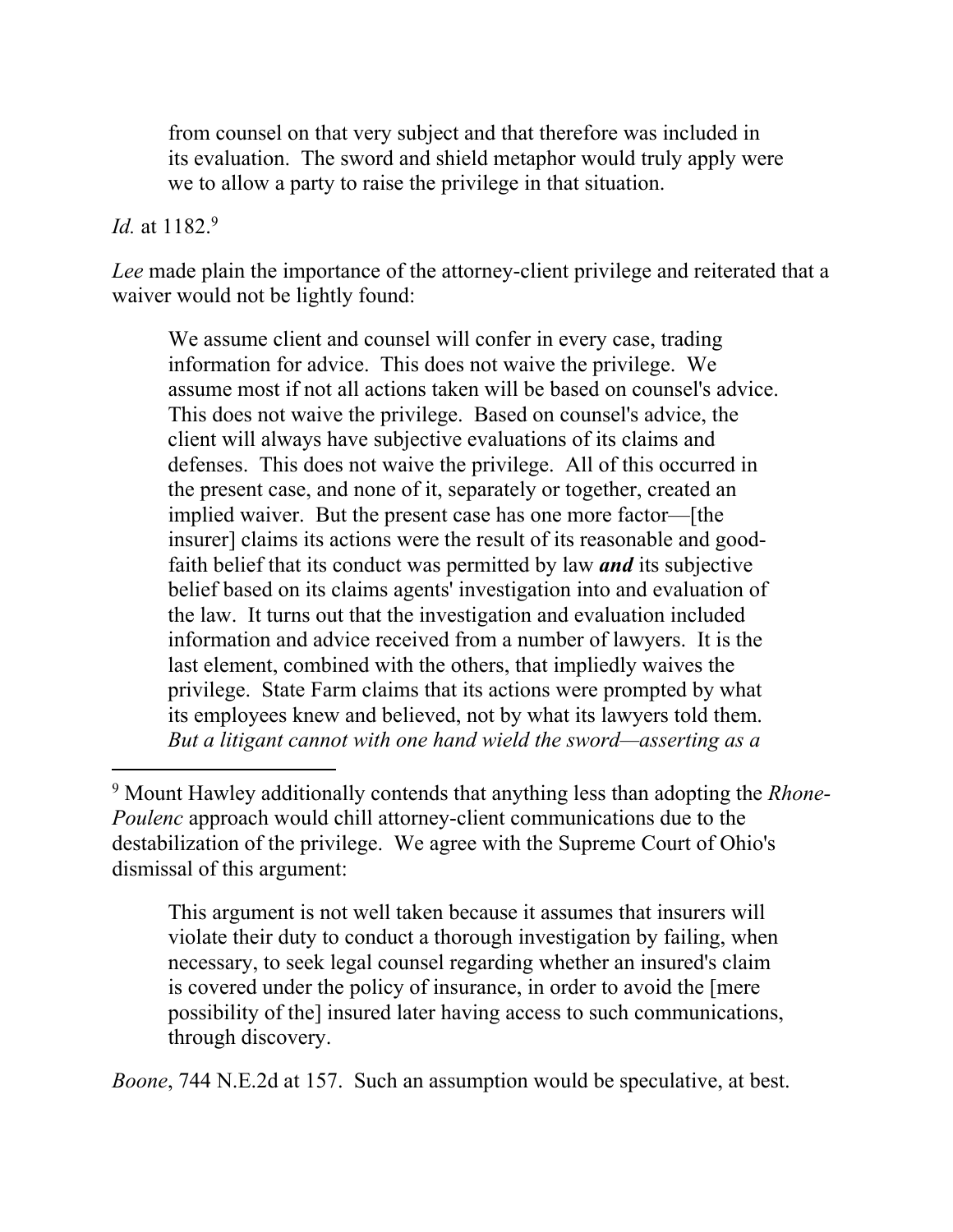> from counsel on that very subject and that therefore was included in its evaluation. The sword and shield metaphor would truly apply were we to allow a party to raise the privilege in that situation.

*Id.* at 1182.[9]

*Lee* made plain the importance of the attorney-client privilege and reiterated that a waiver would not be lightly found:

> We assume client and counsel will confer in every case, trading information for advice. This does not waive the privilege. We assume most if not all actions taken will be based on counsel's advice. This does not waive the privilege. Based on counsel's advice, the client will always have subjective evaluations of its claims and defenses. This does not waive the privilege. All of this occurred in the present case, and none of it, separately or together, created an implied waiver. But the present case has one more factor—[the insurer] claims its actions were the result of its reasonable and good-faith belief that its conduct was permitted by law ***and*** its subjective belief based on its claims agents' investigation into and evaluation of the law. It turns out that the investigation and evaluation included information and advice received from a number of lawyers. It is the last element, combined with the others, that impliedly waives the privilege. State Farm claims that its actions were prompted by what its employees knew and believed, not by what its lawyers told them. *But a litigant cannot with one hand wield the sword—asserting as a*

---

[9] Mount Hawley additionally contends that anything less than adopting the *Rhone-Poulenc* approach would chill attorney-client communications due to the destabilization of the privilege. We agree with the Supreme Court of Ohio's dismissal of this argument:

> This argument is not well taken because it assumes that insurers will violate their duty to conduct a thorough investigation by failing, when necessary, to seek legal counsel regarding whether an insured's claim is covered under the policy of insurance, in order to avoid the [mere possibility of the] insured later having access to such communications, through discovery.

*Boone*, 744 N.E.2d at 157. Such an assumption would be speculative, at best.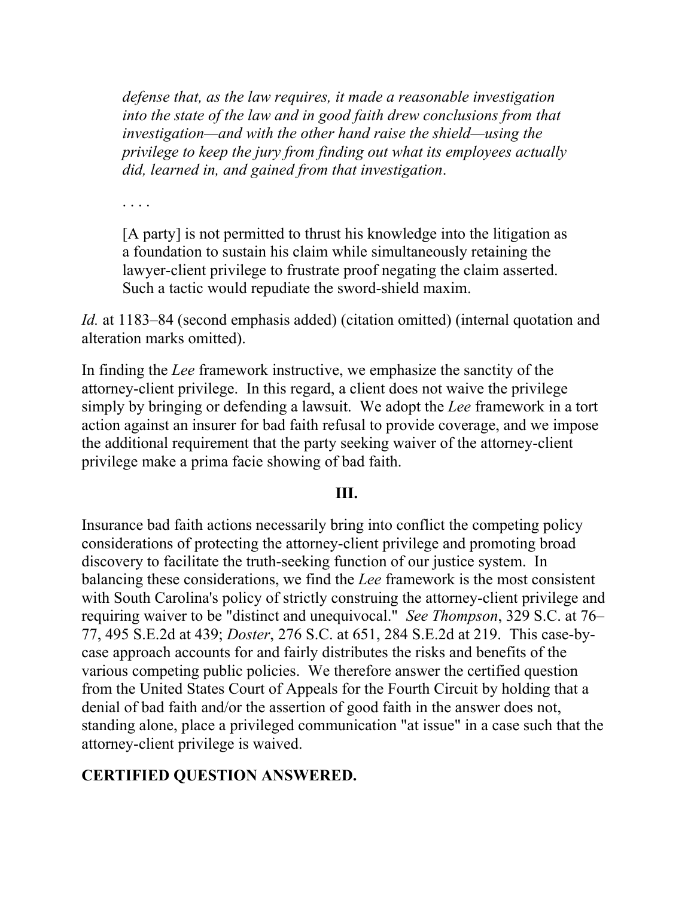> *defense that, as the law requires, it made a reasonable investigation into the state of the law and in good faith drew conclusions from that investigation—and with the other hand raise the shield—using the privilege to keep the jury from finding out what its employees actually did, learned in, and gained from that investigation*.
>
> . . . .
>
> [A party] is not permitted to thrust his knowledge into the litigation as a foundation to sustain his claim while simultaneously retaining the lawyer-client privilege to frustrate proof negating the claim asserted. Such a tactic would repudiate the sword-shield maxim.

*Id.* at 1183–84 (second emphasis added) (citation omitted) (internal quotation and alteration marks omitted).

In finding the *Lee* framework instructive, we emphasize the sanctity of the attorney-client privilege. In this regard, a client does not waive the privilege simply by bringing or defending a lawsuit. We adopt the *Lee* framework in a tort action against an insurer for bad faith refusal to provide coverage, and we impose the additional requirement that the party seeking waiver of the attorney-client privilege make a prima facie showing of bad faith.

## III.

Insurance bad faith actions necessarily bring into conflict the competing policy considerations of protecting the attorney-client privilege and promoting broad discovery to facilitate the truth-seeking function of our justice system. In balancing these considerations, we find the *Lee* framework is the most consistent with South Carolina's policy of strictly construing the attorney-client privilege and requiring waiver to be "distinct and unequivocal." *See Thompson*, 329 S.C. at 76–77, 495 S.E.2d at 439; *Doster*, 276 S.C. at 651, 284 S.E.2d at 219. This case-by-case approach accounts for and fairly distributes the risks and benefits of the various competing public policies. We therefore answer the certified question from the United States Court of Appeals for the Fourth Circuit by holding that a denial of bad faith and/or the assertion of good faith in the answer does not, standing alone, place a privileged communication "at issue" in a case such that the attorney-client privilege is waived.

**CERTIFIED QUESTION ANSWERED.**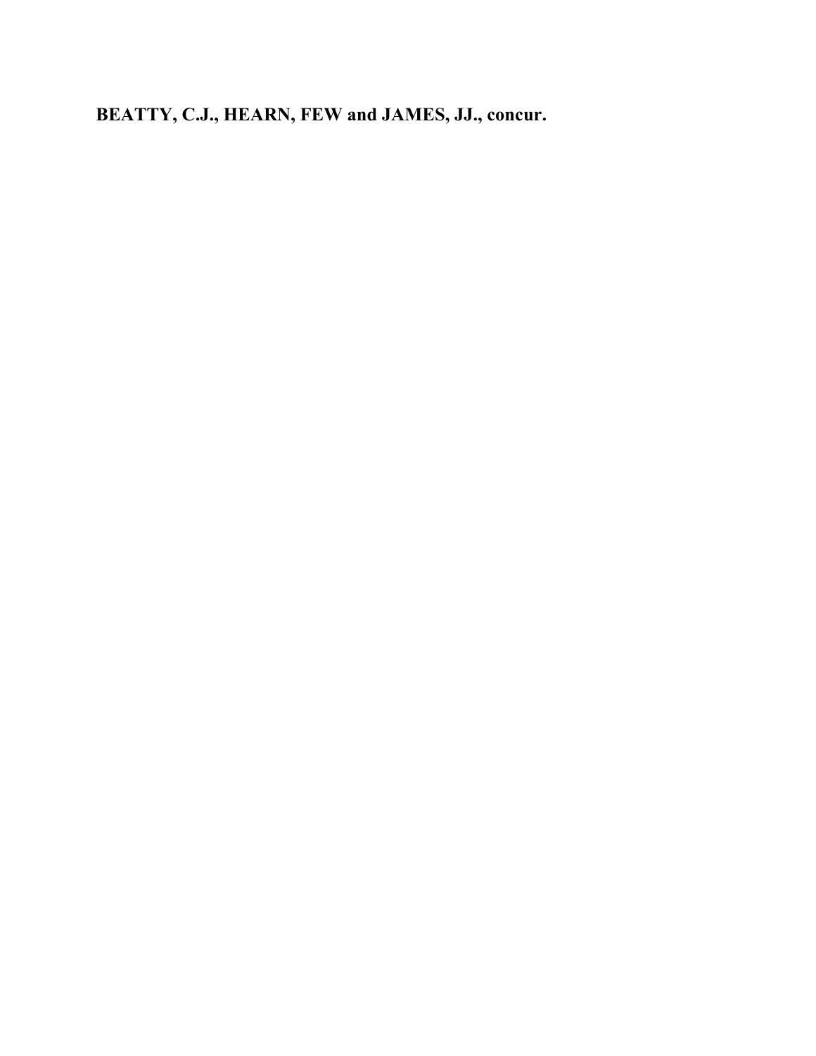**BEATTY, C.J., HEARN, FEW and JAMES, JJ., concur.**